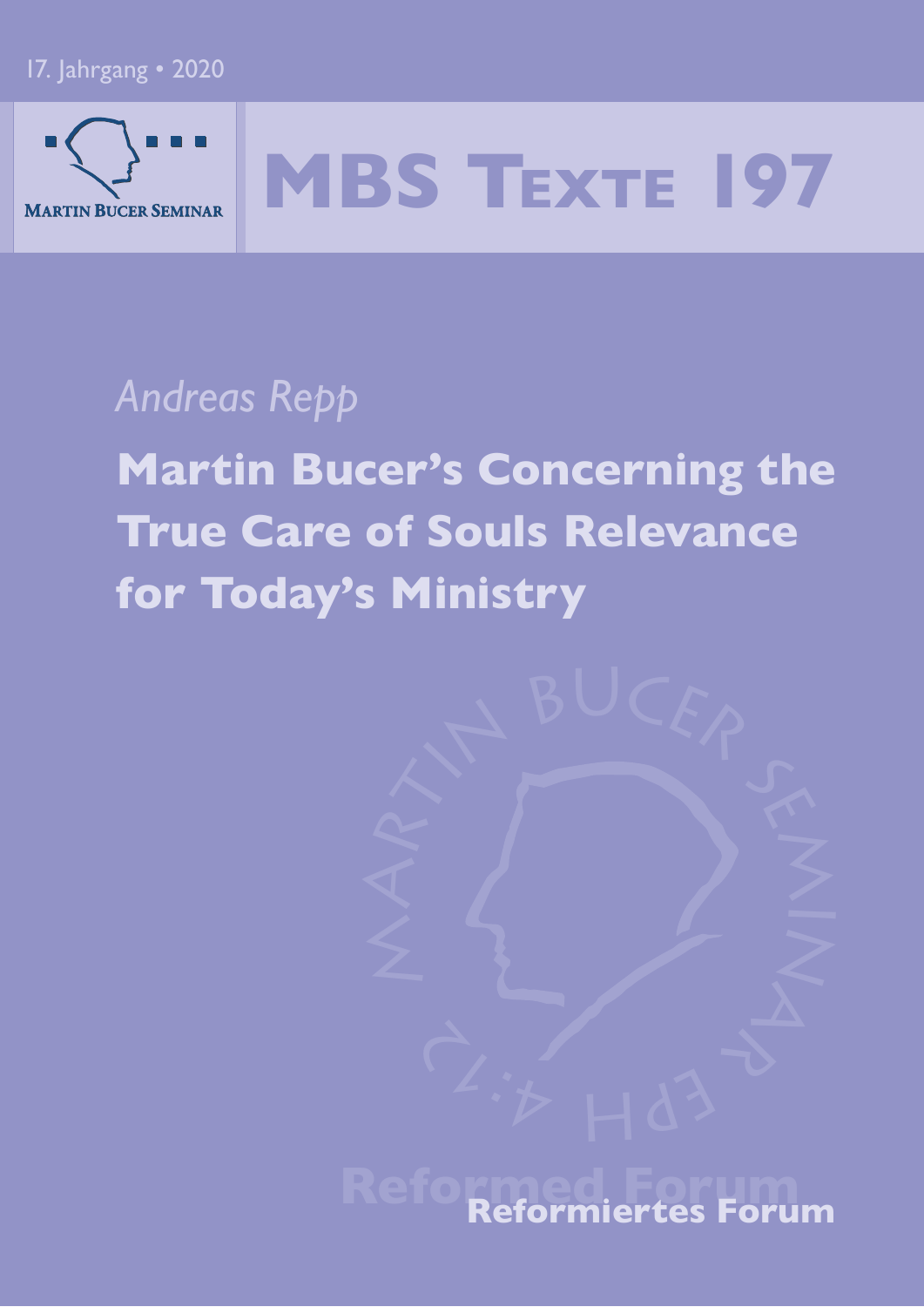17. Jahrgang • 2020

Martin Bucer Seminar

# MBS Texte 197

*Andreas Repp*

## Martin Bucer's Concerning the True Care of Souls Relevance for Today's Ministry

Reformed Forum

Reformiertes Forum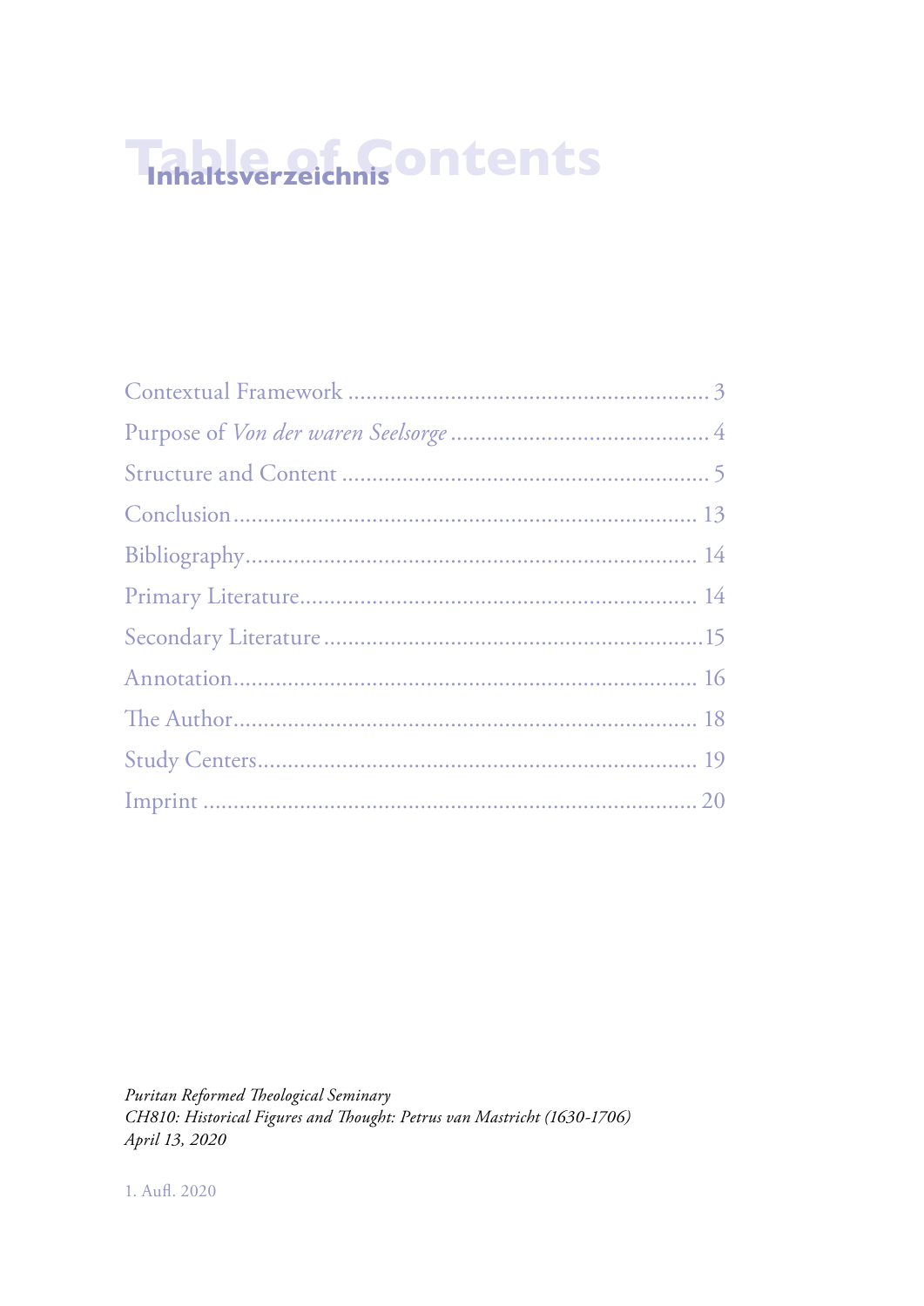# Table of Contents

## Inhaltsverzeichnis

Contextual Framework ........................................................ 3

Purpose of *Von der waren Seelsorge* ........................................ 4

Structure and Content ....................................................... 5

Conclusion .................................................................. 13

Bibliography ................................................................ 14

Primary Literature .......................................................... 14

Secondary Literature ........................................................ 15

Annotation .................................................................. 16

The Author .................................................................. 18

Study Centers ............................................................... 19

Imprint ..................................................................... 20

*Puritan Reformed Theological Seminary*
*CH810: Historical Figures and Thought: Petrus van Mastricht (1630-1706)*
*April 13, 2020*

1. Aufl. 2020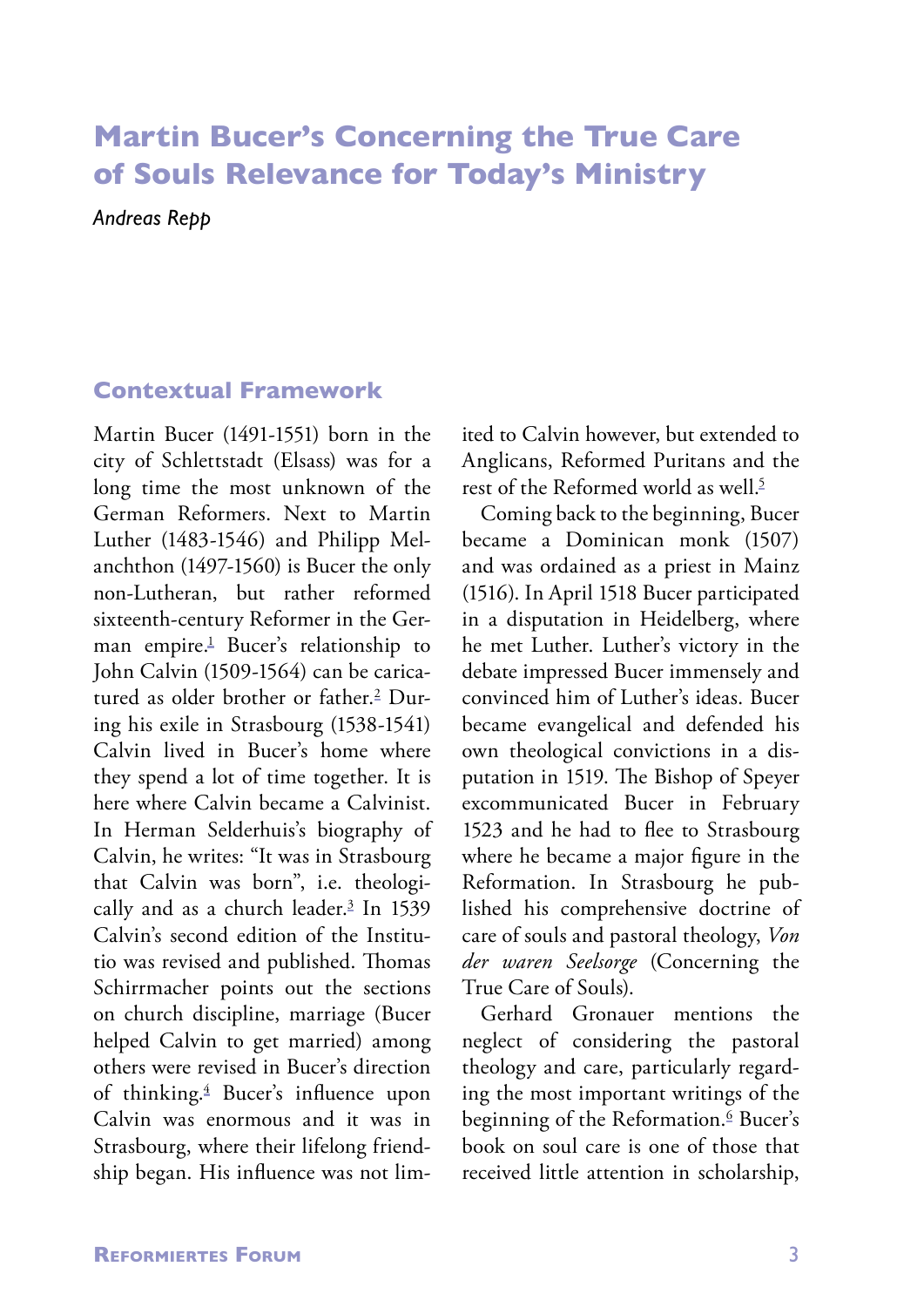# Martin Bucer's Concerning the True Care of Souls Relevance for Today's Ministry

*Andreas Repp*

## Contextual Framework

Martin Bucer (1491-1551) born in the city of Schlettstadt (Elsass) was for a long time the most unknown of the German Reformers. Next to Martin Luther (1483-1546) and Philipp Melanchthon (1497-1560) is Bucer the only non-Lutheran, but rather reformed sixteenth-century Reformer in the German empire.[1] Bucer's relationship to John Calvin (1509-1564) can be caricatured as older brother or father.[2] During his exile in Strasbourg (1538-1541) Calvin lived in Bucer's home where they spend a lot of time together. It is here where Calvin became a Calvinist. In Herman Selderhuis's biography of Calvin, he writes: "It was in Strasbourg that Calvin was born", i.e. theologically and as a church leader.[3] In 1539 Calvin's second edition of the Institutio was revised and published. Thomas Schirrmacher points out the sections on church discipline, marriage (Bucer helped Calvin to get married) among others were revised in Bucer's direction of thinking.[4] Bucer's influence upon Calvin was enormous and it was in Strasbourg, where their lifelong friendship began. His influence was not limited to Calvin however, but extended to Anglicans, Reformed Puritans and the rest of the Reformed world as well.[5]

Coming back to the beginning, Bucer became a Dominican monk (1507) and was ordained as a priest in Mainz (1516). In April 1518 Bucer participated in a disputation in Heidelberg, where he met Luther. Luther's victory in the debate impressed Bucer immensely and convinced him of Luther's ideas. Bucer became evangelical and defended his own theological convictions in a disputation in 1519. The Bishop of Speyer excommunicated Bucer in February 1523 and he had to flee to Strasbourg where he became a major figure in the Reformation. In Strasbourg he published his comprehensive doctrine of care of souls and pastoral theology, *Von der waren Seelsorge* (Concerning the True Care of Souls).

Gerhard Gronauer mentions the neglect of considering the pastoral theology and care, particularly regarding the most important writings of the beginning of the Reformation.[6] Bucer's book on soul care is one of those that received little attention in scholarship,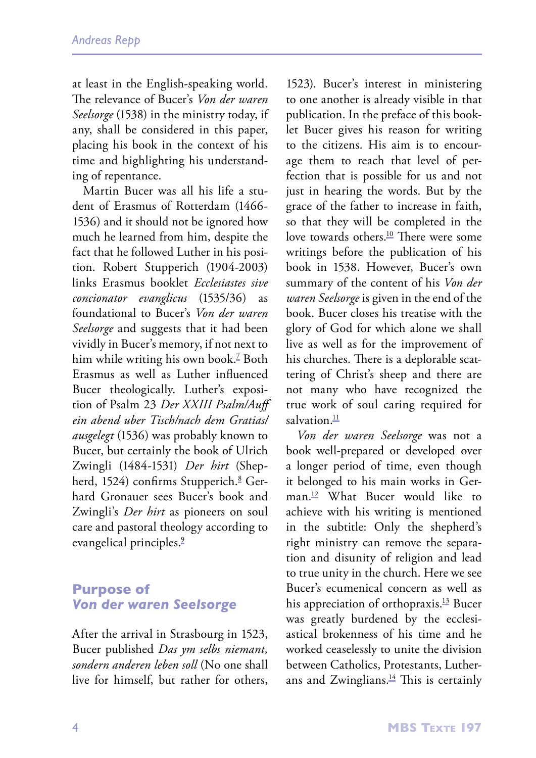at least in the English-speaking world. The relevance of Bucer's *Von der waren Seelsorge* (1538) in the ministry today, if any, shall be considered in this paper, placing his book in the context of his time and highlighting his understanding of repentance.

Martin Bucer was all his life a student of Erasmus of Rotterdam (1466-1536) and it should not be ignored how much he learned from him, despite the fact that he followed Luther in his position. Robert Stupperich (1904-2003) links Erasmus booklet *Ecclesiastes sive concionator evanglicus* (1535/36) as foundational to Bucer's *Von der waren Seelsorge* and suggests that it had been vividly in Bucer's memory, if not next to him while writing his own book.[7] Both Erasmus as well as Luther influenced Bucer theologically. Luther's exposition of Psalm 23 *Der XXIII Psalm/Auff ein abend uber Tisch/nach dem Gratias/ausgelegt* (1536) was probably known to Bucer, but certainly the book of Ulrich Zwingli (1484-1531) *Der hirt* (Shepherd, 1524) confirms Stupperich.[8] Gerhard Gronauer sees Bucer's book and Zwingli's *Der hirt* as pioneers on soul care and pastoral theology according to evangelical principles.[9]

## Purpose of *Von der waren Seelsorge*

After the arrival in Strasbourg in 1523, Bucer published *Das ym selbs niemant, sondern anderen leben soll* (No one shall live for himself, but rather for others, 1523). Bucer's interest in ministering to one another is already visible in that publication. In the preface of this booklet Bucer gives his reason for writing to the citizens. His aim is to encourage them to reach that level of perfection that is possible for us and not just in hearing the words. But by the grace of the father to increase in faith, so that they will be completed in the love towards others.[10] There were some writings before the publication of his book in 1538. However, Bucer's own summary of the content of his *Von der waren Seelsorge* is given in the end of the book. Bucer closes his treatise with the glory of God for which alone we shall live as well as for the improvement of his churches. There is a deplorable scattering of Christ's sheep and there are not many who have recognized the true work of soul caring required for salvation.[11]

*Von der waren Seelsorge* was not a book well-prepared or developed over a longer period of time, even though it belonged to his main works in German.[12] What Bucer would like to achieve with his writing is mentioned in the subtitle: Only the shepherd's right ministry can remove the separation and disunity of religion and lead to true unity in the church. Here we see Bucer's ecumenical concern as well as his appreciation of orthopraxis.[13] Bucer was greatly burdened by the ecclesiastical brokenness of his time and he worked ceaselessly to unite the division between Catholics, Protestants, Lutherans and Zwinglians.[14] This is certainly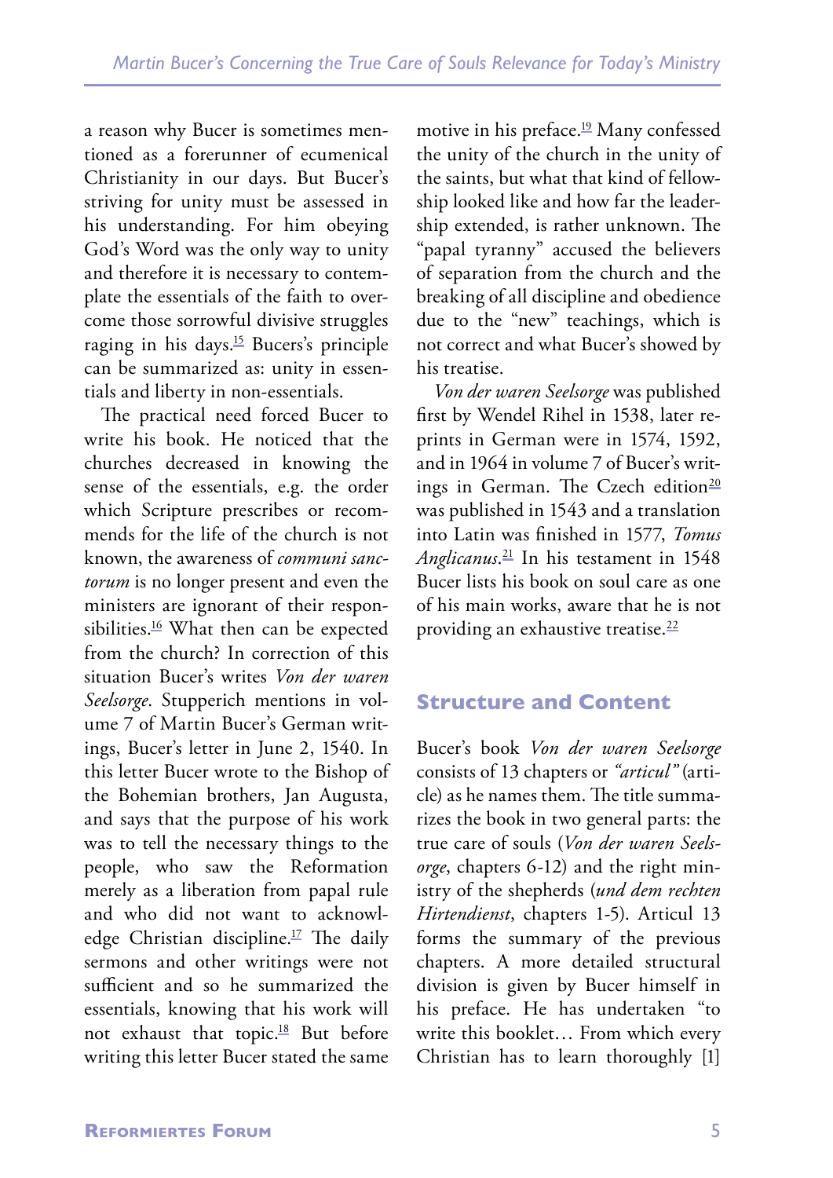a reason why Bucer is sometimes mentioned as a forerunner of ecumenical Christianity in our days. But Bucer's striving for unity must be assessed in his understanding. For him obeying God's Word was the only way to unity and therefore it is necessary to contemplate the essentials of the faith to overcome those sorrowful divisive struggles raging in his days.[15] Bucers's principle can be summarized as: unity in essentials and liberty in non-essentials.

The practical need forced Bucer to write his book. He noticed that the churches decreased in knowing the sense of the essentials, e.g. the order which Scripture prescribes or recommends for the life of the church is not known, the awareness of *communi sanctorum* is no longer present and even the ministers are ignorant of their responsibilities.[16] What then can be expected from the church? In correction of this situation Bucer's writes *Von der waren Seelsorge*. Stupperich mentions in volume 7 of Martin Bucer's German writings, Bucer's letter in June 2, 1540. In this letter Bucer wrote to the Bishop of the Bohemian brothers, Jan Augusta, and says that the purpose of his work was to tell the necessary things to the people, who saw the Reformation merely as a liberation from papal rule and who did not want to acknowledge Christian discipline.[17] The daily sermons and other writings were not sufficient and so he summarized the essentials, knowing that his work will not exhaust that topic.[18] But before writing this letter Bucer stated the same motive in his preface.[19] Many confessed the unity of the church in the unity of the saints, but what that kind of fellowship looked like and how far the leadership extended, is rather unknown. The "papal tyranny" accused the believers of separation from the church and the breaking of all discipline and obedience due to the "new" teachings, which is not correct and what Bucer's showed by his treatise.

*Von der waren Seelsorge* was published first by Wendel Rihel in 1538, later reprints in German were in 1574, 1592, and in 1964 in volume 7 of Bucer's writings in German. The Czech edition[20] was published in 1543 and a translation into Latin was finished in 1577, *Tomus Anglicanus*.[21] In his testament in 1548 Bucer lists his book on soul care as one of his main works, aware that he is not providing an exhaustive treatise.[22]

## Structure and Content

Bucer's book *Von der waren Seelsorge* consists of 13 chapters or *"articul"* (article) as he names them. The title summarizes the book in two general parts: the true care of souls (*Von der waren Seelsorge*, chapters 6-12) and the right ministry of the shepherds (*und dem rechten Hirtendienst*, chapters 1-5). Articul 13 forms the summary of the previous chapters. A more detailed structural division is given by Bucer himself in his preface. He has undertaken "to write this booklet… From which every Christian has to learn thoroughly [1]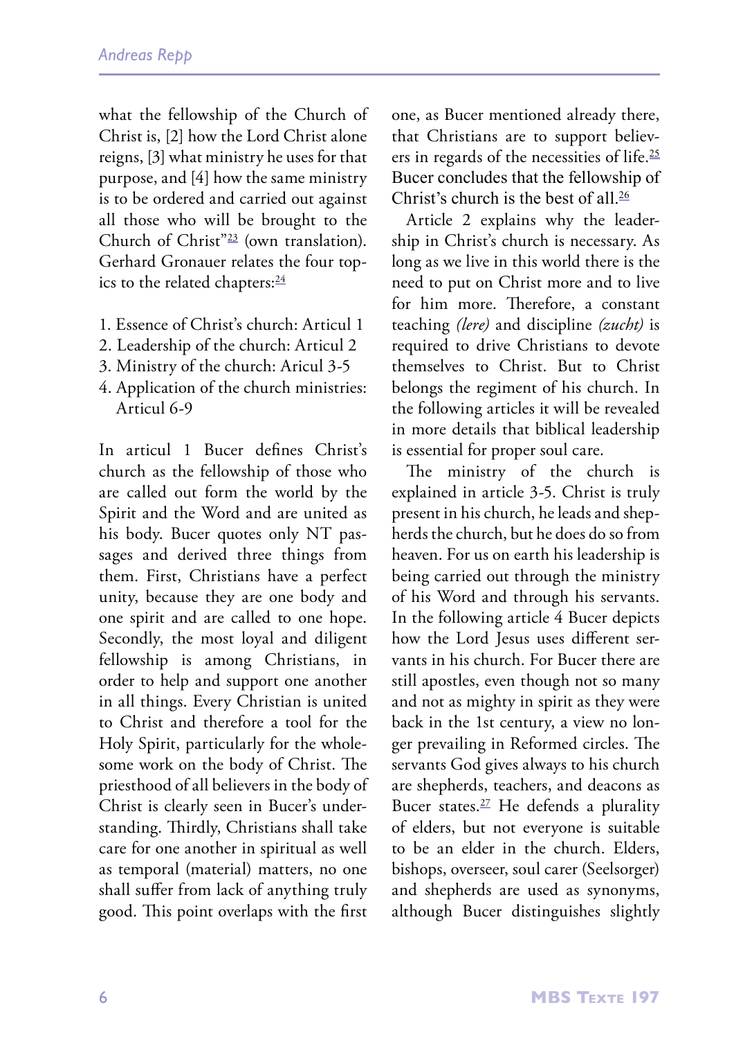what the fellowship of the Church of Christ is, [2] how the Lord Christ alone reigns, [3] what ministry he uses for that purpose, and [4] how the same ministry is to be ordered and carried out against all those who will be brought to the Church of Christ"[23] (own translation). Gerhard Gronauer relates the four topics to the related chapters:[24]

1. Essence of Christ's church: Articul 1
2. Leadership of the church: Articul 2
3. Ministry of the church: Aricul 3-5
4. Application of the church ministries: Articul 6-9

In articul 1 Bucer defines Christ's church as the fellowship of those who are called out form the world by the Spirit and the Word and are united as his body. Bucer quotes only NT passages and derived three things from them. First, Christians have a perfect unity, because they are one body and one spirit and are called to one hope. Secondly, the most loyal and diligent fellowship is among Christians, in order to help and support one another in all things. Every Christian is united to Christ and therefore a tool for the Holy Spirit, particularly for the wholesome work on the body of Christ. The priesthood of all believers in the body of Christ is clearly seen in Bucer's understanding. Thirdly, Christians shall take care for one another in spiritual as well as temporal (material) matters, no one shall suffer from lack of anything truly good. This point overlaps with the first one, as Bucer mentioned already there, that Christians are to support believers in regards of the necessities of life.[25] Bucer concludes that the fellowship of Christ's church is the best of all.[26]

Article 2 explains why the leadership in Christ's church is necessary. As long as we live in this world there is the need to put on Christ more and to live for him more. Therefore, a constant teaching *(lere)* and discipline *(zucht)* is required to drive Christians to devote themselves to Christ. But to Christ belongs the regiment of his church. In the following articles it will be revealed in more details that biblical leadership is essential for proper soul care.

The ministry of the church is explained in article 3-5. Christ is truly present in his church, he leads and shepherds the church, but he does do so from heaven. For us on earth his leadership is being carried out through the ministry of his Word and through his servants. In the following article 4 Bucer depicts how the Lord Jesus uses different servants in his church. For Bucer there are still apostles, even though not so many and not as mighty in spirit as they were back in the 1st century, a view no longer prevailing in Reformed circles. The servants God gives always to his church are shepherds, teachers, and deacons as Bucer states.[27] He defends a plurality of elders, but not everyone is suitable to be an elder in the church. Elders, bishops, overseer, soul carer (Seelsorger) and shepherds are used as synonyms, although Bucer distinguishes slightly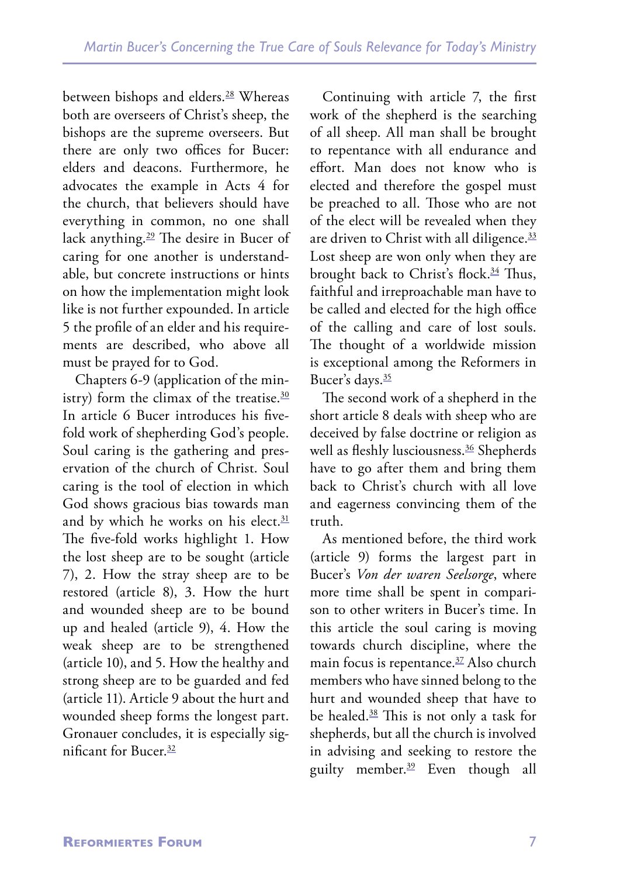between bishops and elders.[28] Whereas both are overseers of Christ's sheep, the bishops are the supreme overseers. But there are only two offices for Bucer: elders and deacons. Furthermore, he advocates the example in Acts 4 for the church, that believers should have everything in common, no one shall lack anything.[29] The desire in Bucer of caring for one another is understandable, but concrete instructions or hints on how the implementation might look like is not further expounded. In article 5 the profile of an elder and his requirements are described, who above all must be prayed for to God.

Chapters 6-9 (application of the ministry) form the climax of the treatise.[30] In article 6 Bucer introduces his five-fold work of shepherding God's people. Soul caring is the gathering and preservation of the church of Christ. Soul caring is the tool of election in which God shows gracious bias towards man and by which he works on his elect.[31] The five-fold works highlight 1. How the lost sheep are to be sought (article 7), 2. How the stray sheep are to be restored (article 8), 3. How the hurt and wounded sheep are to be bound up and healed (article 9), 4. How the weak sheep are to be strengthened (article 10), and 5. How the healthy and strong sheep are to be guarded and fed (article 11). Article 9 about the hurt and wounded sheep forms the longest part. Gronauer concludes, it is especially significant for Bucer.[32]

Continuing with article 7, the first work of the shepherd is the searching of all sheep. All man shall be brought to repentance with all endurance and effort. Man does not know who is elected and therefore the gospel must be preached to all. Those who are not of the elect will be revealed when they are driven to Christ with all diligence.[33] Lost sheep are won only when they are brought back to Christ's flock.[34] Thus, faithful and irreproachable man have to be called and elected for the high office of the calling and care of lost souls. The thought of a worldwide mission is exceptional among the Reformers in Bucer's days.[35]

The second work of a shepherd in the short article 8 deals with sheep who are deceived by false doctrine or religion as well as fleshly lusciousness.[36] Shepherds have to go after them and bring them back to Christ's church with all love and eagerness convincing them of the truth.

As mentioned before, the third work (article 9) forms the largest part in Bucer's *Von der waren Seelsorge*, where more time shall be spent in comparison to other writers in Bucer's time. In this article the soul caring is moving towards church discipline, where the main focus is repentance.[37] Also church members who have sinned belong to the hurt and wounded sheep that have to be healed.[38] This is not only a task for shepherds, but all the church is involved in advising and seeking to restore the guilty member.[39] Even though all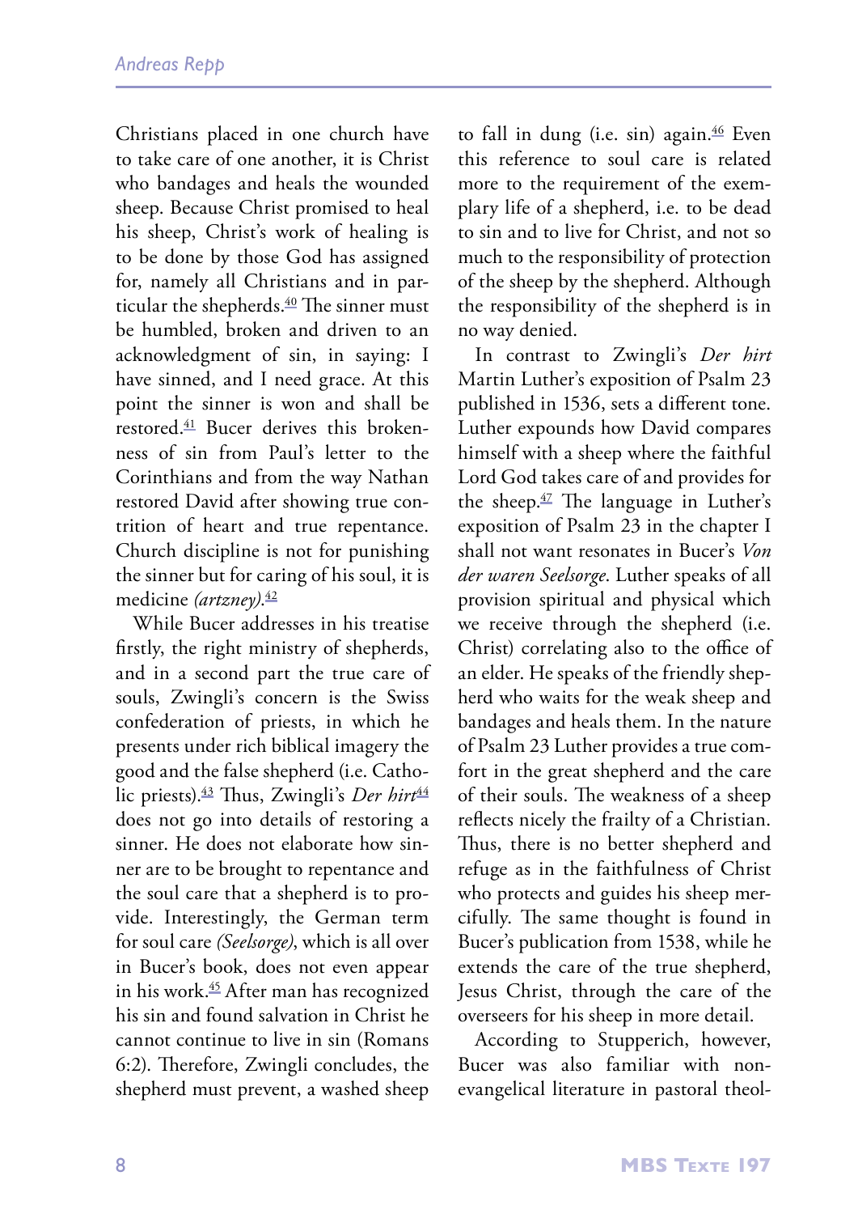Christians placed in one church have to take care of one another, it is Christ who bandages and heals the wounded sheep. Because Christ promised to heal his sheep, Christ's work of healing is to be done by those God has assigned for, namely all Christians and in particular the shepherds.[40] The sinner must be humbled, broken and driven to an acknowledgment of sin, in saying: I have sinned, and I need grace. At this point the sinner is won and shall be restored.[41] Bucer derives this brokenness of sin from Paul's letter to the Corinthians and from the way Nathan restored David after showing true contrition of heart and true repentance. Church discipline is not for punishing the sinner but for caring of his soul, it is medicine *(artzney)*.[42]

While Bucer addresses in his treatise firstly, the right ministry of shepherds, and in a second part the true care of souls, Zwingli's concern is the Swiss confederation of priests, in which he presents under rich biblical imagery the good and the false shepherd (i.e. Catholic priests).[43] Thus, Zwingli's *Der hirt*[44] does not go into details of restoring a sinner. He does not elaborate how sinner are to be brought to repentance and the soul care that a shepherd is to provide. Interestingly, the German term for soul care *(Seelsorge)*, which is all over in Bucer's book, does not even appear in his work.[45] After man has recognized his sin and found salvation in Christ he cannot continue to live in sin (Romans 6:2). Therefore, Zwingli concludes, the shepherd must prevent, a washed sheep to fall in dung (i.e. sin) again.[46] Even this reference to soul care is related more to the requirement of the exemplary life of a shepherd, i.e. to be dead to sin and to live for Christ, and not so much to the responsibility of protection of the sheep by the shepherd. Although the responsibility of the shepherd is in no way denied.

In contrast to Zwingli's *Der hirt* Martin Luther's exposition of Psalm 23 published in 1536, sets a different tone. Luther expounds how David compares himself with a sheep where the faithful Lord God takes care of and provides for the sheep.[47] The language in Luther's exposition of Psalm 23 in the chapter I shall not want resonates in Bucer's *Von der waren Seelsorge*. Luther speaks of all provision spiritual and physical which we receive through the shepherd (i.e. Christ) correlating also to the office of an elder. He speaks of the friendly shepherd who waits for the weak sheep and bandages and heals them. In the nature of Psalm 23 Luther provides a true comfort in the great shepherd and the care of their souls. The weakness of a sheep reflects nicely the frailty of a Christian. Thus, there is no better shepherd and refuge as in the faithfulness of Christ who protects and guides his sheep mercifully. The same thought is found in Bucer's publication from 1538, while he extends the care of the true shepherd, Jesus Christ, through the care of the overseers for his sheep in more detail.

According to Stupperich, however, Bucer was also familiar with non-evangelical literature in pastoral theol-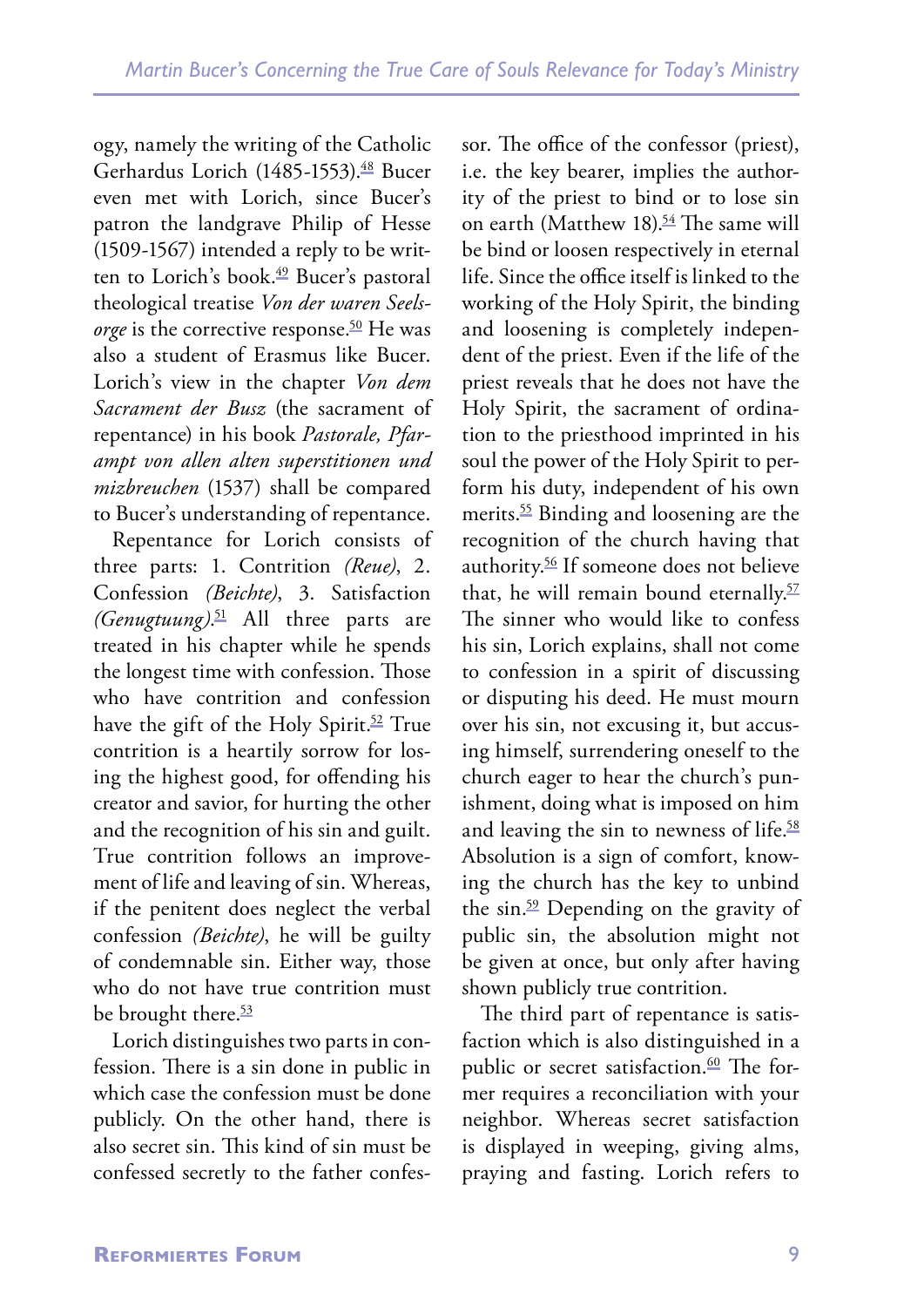ogy, namely the writing of the Catholic Gerhardus Lorich (1485-1553).[48] Bucer even met with Lorich, since Bucer's patron the landgrave Philip of Hesse (1509-1567) intended a reply to be written to Lorich's book.[49] Bucer's pastoral theological treatise *Von der waren Seelsorge* is the corrective response.[50] He was also a student of Erasmus like Bucer. Lorich's view in the chapter *Von dem Sacrament der Busz* (the sacrament of repentance) in his book *Pastorale, Pfarampt von allen alten superstitionen und mizbreuchen* (1537) shall be compared to Bucer's understanding of repentance.

Repentance for Lorich consists of three parts: 1. Contrition *(Reue)*, 2. Confession *(Beichte)*, 3. Satisfaction *(Genugtuung)*.[51] All three parts are treated in his chapter while he spends the longest time with confession. Those who have contrition and confession have the gift of the Holy Spirit.[52] True contrition is a heartily sorrow for losing the highest good, for offending his creator and savior, for hurting the other and the recognition of his sin and guilt. True contrition follows an improvement of life and leaving of sin. Whereas, if the penitent does neglect the verbal confession *(Beichte)*, he will be guilty of condemnable sin. Either way, those who do not have true contrition must be brought there.[53]

Lorich distinguishes two parts in confession. There is a sin done in public in which case the confession must be done publicly. On the other hand, there is also secret sin. This kind of sin must be confessed secretly to the father confessor. The office of the confessor (priest), i.e. the key bearer, implies the authority of the priest to bind or to lose sin on earth (Matthew 18).[54] The same will be bind or loosen respectively in eternal life. Since the office itself is linked to the working of the Holy Spirit, the binding and loosening is completely independent of the priest. Even if the life of the priest reveals that he does not have the Holy Spirit, the sacrament of ordination to the priesthood imprinted in his soul the power of the Holy Spirit to perform his duty, independent of his own merits.[55] Binding and loosening are the recognition of the church having that authority.[56] If someone does not believe that, he will remain bound eternally.[57] The sinner who would like to confess his sin, Lorich explains, shall not come to confession in a spirit of discussing or disputing his deed. He must mourn over his sin, not excusing it, but accusing himself, surrendering oneself to the church eager to hear the church's punishment, doing what is imposed on him and leaving the sin to newness of life.[58] Absolution is a sign of comfort, knowing the church has the key to unbind the sin.[59] Depending on the gravity of public sin, the absolution might not be given at once, but only after having shown publicly true contrition.

The third part of repentance is satisfaction which is also distinguished in a public or secret satisfaction.[60] The former requires a reconciliation with your neighbor. Whereas secret satisfaction is displayed in weeping, giving alms, praying and fasting. Lorich refers to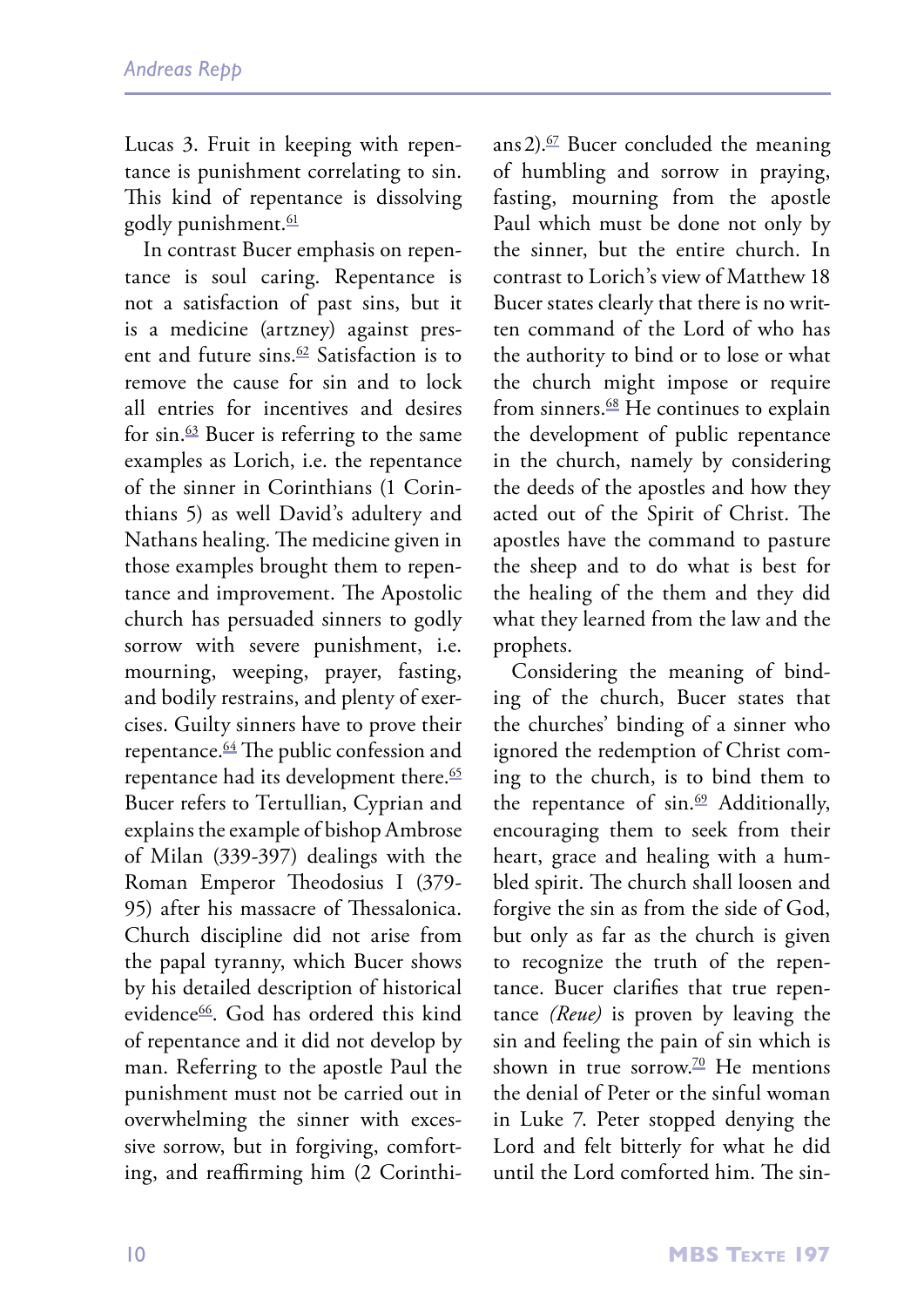Lucas 3. Fruit in keeping with repentance is punishment correlating to sin. This kind of repentance is dissolving godly punishment.[61]

In contrast Bucer emphasis on repentance is soul caring. Repentance is not a satisfaction of past sins, but it is a medicine (artzney) against present and future sins.[62] Satisfaction is to remove the cause for sin and to lock all entries for incentives and desires for sin.[63] Bucer is referring to the same examples as Lorich, i.e. the repentance of the sinner in Corinthians (1 Corinthians 5) as well David's adultery and Nathans healing. The medicine given in those examples brought them to repentance and improvement. The Apostolic church has persuaded sinners to godly sorrow with severe punishment, i.e. mourning, weeping, prayer, fasting, and bodily restrains, and plenty of exercises. Guilty sinners have to prove their repentance.[64] The public confession and repentance had its development there.[65] Bucer refers to Tertullian, Cyprian and explains the example of bishop Ambrose of Milan (339-397) dealings with the Roman Emperor Theodosius I (379-95) after his massacre of Thessalonica. Church discipline did not arise from the papal tyranny, which Bucer shows by his detailed description of historical evidence[66]. God has ordered this kind of repentance and it did not develop by man. Referring to the apostle Paul the punishment must not be carried out in overwhelming the sinner with excessive sorrow, but in forgiving, comforting, and reaffirming him (2 Corinthians 2).[67] Bucer concluded the meaning of humbling and sorrow in praying, fasting, mourning from the apostle Paul which must be done not only by the sinner, but the entire church. In contrast to Lorich's view of Matthew 18 Bucer states clearly that there is no written command of the Lord of who has the authority to bind or to lose or what the church might impose or require from sinners.[68] He continues to explain the development of public repentance in the church, namely by considering the deeds of the apostles and how they acted out of the Spirit of Christ. The apostles have the command to pasture the sheep and to do what is best for the healing of the them and they did what they learned from the law and the prophets.

Considering the meaning of binding of the church, Bucer states that the churches' binding of a sinner who ignored the redemption of Christ coming to the church, is to bind them to the repentance of sin.[69] Additionally, encouraging them to seek from their heart, grace and healing with a humbled spirit. The church shall loosen and forgive the sin as from the side of God, but only as far as the church is given to recognize the truth of the repentance. Bucer clarifies that true repentance *(Reue)* is proven by leaving the sin and feeling the pain of sin which is shown in true sorrow.[70] He mentions the denial of Peter or the sinful woman in Luke 7. Peter stopped denying the Lord and felt bitterly for what he did until the Lord comforted him. The sin-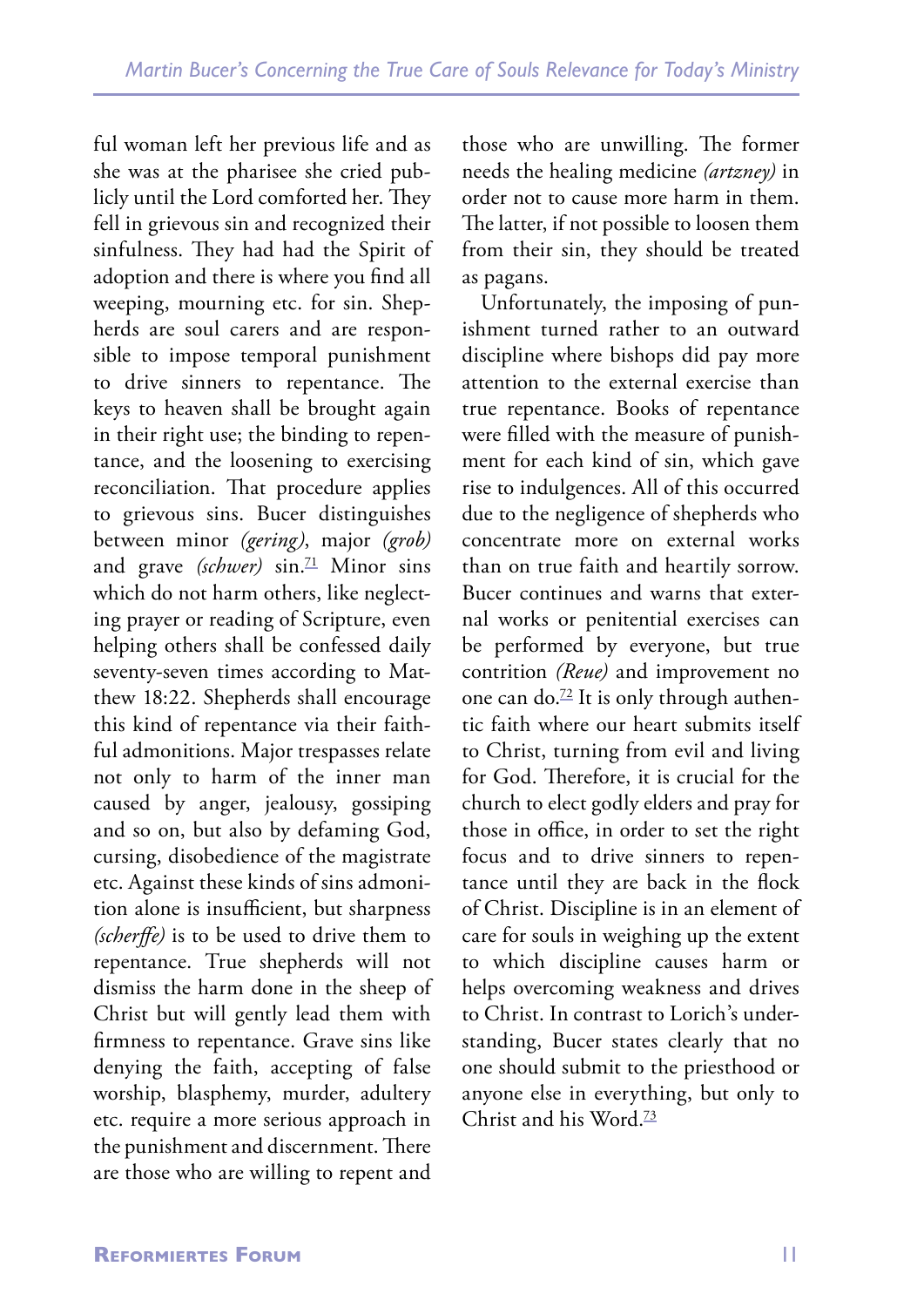ful woman left her previous life and as she was at the pharisee she cried publicly until the Lord comforted her. They fell in grievous sin and recognized their sinfulness. They had had the Spirit of adoption and there is where you find all weeping, mourning etc. for sin. Shepherds are soul carers and are responsible to impose temporal punishment to drive sinners to repentance. The keys to heaven shall be brought again in their right use; the binding to repentance, and the loosening to exercising reconciliation. That procedure applies to grievous sins. Bucer distinguishes between minor *(gering)*, major *(grob)* and grave *(schwer)* sin.[71] Minor sins which do not harm others, like neglecting prayer or reading of Scripture, even helping others shall be confessed daily seventy-seven times according to Matthew 18:22. Shepherds shall encourage this kind of repentance via their faithful admonitions. Major trespasses relate not only to harm of the inner man caused by anger, jealousy, gossiping and so on, but also by defaming God, cursing, disobedience of the magistrate etc. Against these kinds of sins admonition alone is insufficient, but sharpness *(scherffe)* is to be used to drive them to repentance. True shepherds will not dismiss the harm done in the sheep of Christ but will gently lead them with firmness to repentance. Grave sins like denying the faith, accepting of false worship, blasphemy, murder, adultery etc. require a more serious approach in the punishment and discernment. There are those who are willing to repent and those who are unwilling. The former needs the healing medicine *(artzney)* in order not to cause more harm in them. The latter, if not possible to loosen them from their sin, they should be treated as pagans.

Unfortunately, the imposing of punishment turned rather to an outward discipline where bishops did pay more attention to the external exercise than true repentance. Books of repentance were filled with the measure of punishment for each kind of sin, which gave rise to indulgences. All of this occurred due to the negligence of shepherds who concentrate more on external works than on true faith and heartily sorrow. Bucer continues and warns that external works or penitential exercises can be performed by everyone, but true contrition *(Reue)* and improvement no one can do.[72] It is only through authentic faith where our heart submits itself to Christ, turning from evil and living for God. Therefore, it is crucial for the church to elect godly elders and pray for those in office, in order to set the right focus and to drive sinners to repentance until they are back in the flock of Christ. Discipline is in an element of care for souls in weighing up the extent to which discipline causes harm or helps overcoming weakness and drives to Christ. In contrast to Lorich's understanding, Bucer states clearly that no one should submit to the priesthood or anyone else in everything, but only to Christ and his Word.[73]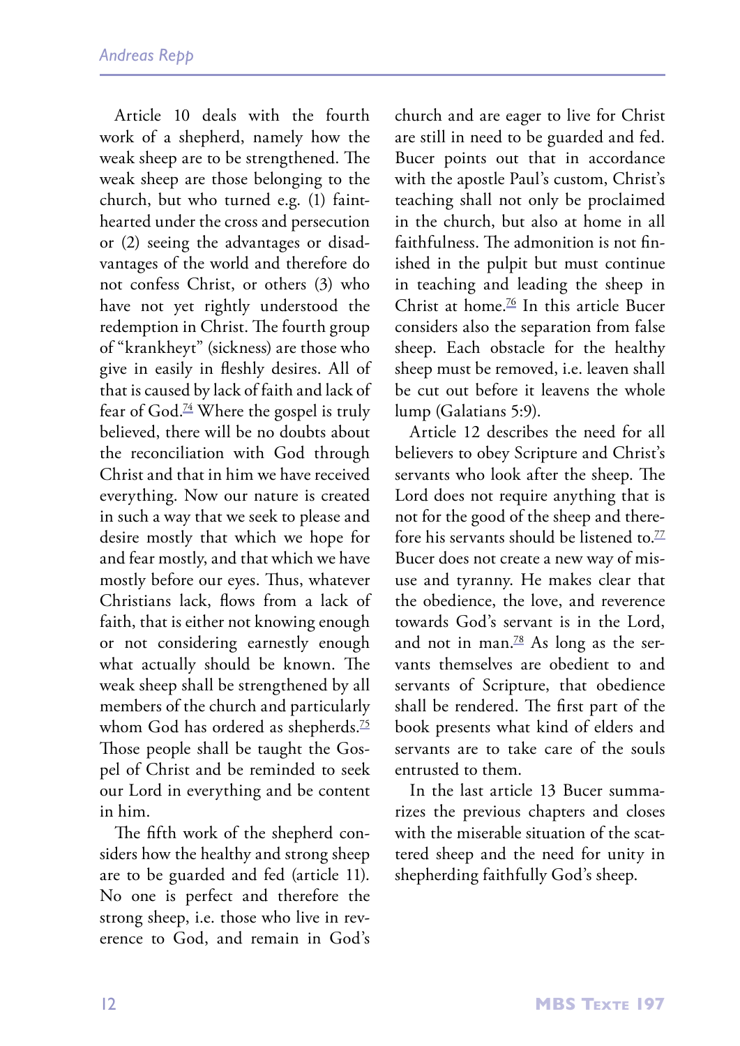Article 10 deals with the fourth work of a shepherd, namely how the weak sheep are to be strengthened. The weak sheep are those belonging to the church, but who turned e.g. (1) faint-hearted under the cross and persecution or (2) seeing the advantages or disadvantages of the world and therefore do not confess Christ, or others (3) who have not yet rightly understood the redemption in Christ. The fourth group of "krankheyt" (sickness) are those who give in easily in fleshly desires. All of that is caused by lack of faith and lack of fear of God.[74] Where the gospel is truly believed, there will be no doubts about the reconciliation with God through Christ and that in him we have received everything. Now our nature is created in such a way that we seek to please and desire mostly that which we hope for and fear mostly, and that which we have mostly before our eyes. Thus, whatever Christians lack, flows from a lack of faith, that is either not knowing enough or not considering earnestly enough what actually should be known. The weak sheep shall be strengthened by all members of the church and particularly whom God has ordered as shepherds.[75] Those people shall be taught the Gospel of Christ and be reminded to seek our Lord in everything and be content in him.

The fifth work of the shepherd considers how the healthy and strong sheep are to be guarded and fed (article 11). No one is perfect and therefore the strong sheep, i.e. those who live in reverence to God, and remain in God's church and are eager to live for Christ are still in need to be guarded and fed. Bucer points out that in accordance with the apostle Paul's custom, Christ's teaching shall not only be proclaimed in the church, but also at home in all faithfulness. The admonition is not finished in the pulpit but must continue in teaching and leading the sheep in Christ at home.[76] In this article Bucer considers also the separation from false sheep. Each obstacle for the healthy sheep must be removed, i.e. leaven shall be cut out before it leavens the whole lump (Galatians 5:9).

Article 12 describes the need for all believers to obey Scripture and Christ's servants who look after the sheep. The Lord does not require anything that is not for the good of the sheep and therefore his servants should be listened to.[77] Bucer does not create a new way of misuse and tyranny. He makes clear that the obedience, the love, and reverence towards God's servant is in the Lord, and not in man.[78] As long as the servants themselves are obedient to and servants of Scripture, that obedience shall be rendered. The first part of the book presents what kind of elders and servants are to take care of the souls entrusted to them.

In the last article 13 Bucer summarizes the previous chapters and closes with the miserable situation of the scattered sheep and the need for unity in shepherding faithfully God's sheep.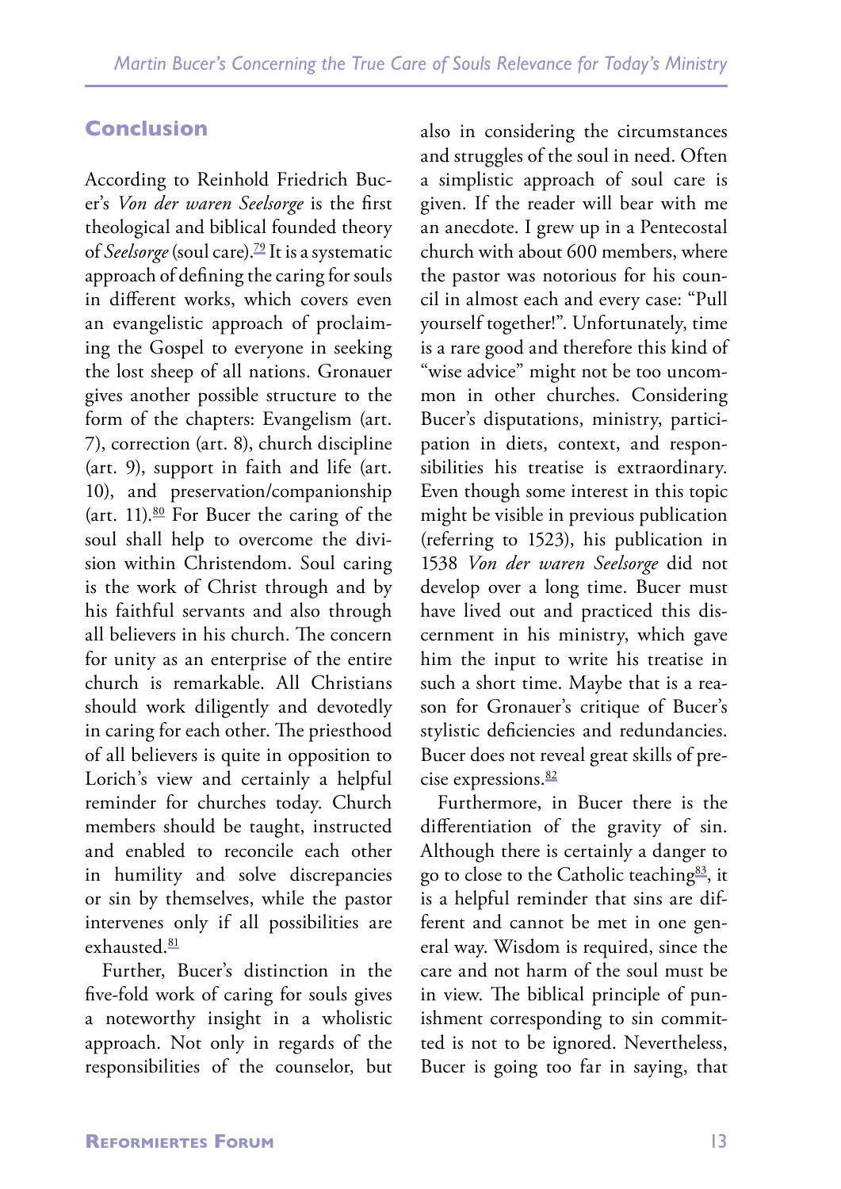## Conclusion

According to Reinhold Friedrich Bucer's *Von der waren Seelsorge* is the first theological and biblical founded theory of *Seelsorge* (soul care).[79] It is a systematic approach of defining the caring for souls in different works, which covers even an evangelistic approach of proclaiming the Gospel to everyone in seeking the lost sheep of all nations. Gronauer gives another possible structure to the form of the chapters: Evangelism (art. 7), correction (art. 8), church discipline (art. 9), support in faith and life (art. 10), and preservation/companionship (art. 11).[80] For Bucer the caring of the soul shall help to overcome the division within Christendom. Soul caring is the work of Christ through and by his faithful servants and also through all believers in his church. The concern for unity as an enterprise of the entire church is remarkable. All Christians should work diligently and devotedly in caring for each other. The priesthood of all believers is quite in opposition to Lorich's view and certainly a helpful reminder for churches today. Church members should be taught, instructed and enabled to reconcile each other in humility and solve discrepancies or sin by themselves, while the pastor intervenes only if all possibilities are exhausted.[81]

Further, Bucer's distinction in the five-fold work of caring for souls gives a noteworthy insight in a wholistic approach. Not only in regards of the responsibilities of the counselor, but also in considering the circumstances and struggles of the soul in need. Often a simplistic approach of soul care is given. If the reader will bear with me an anecdote. I grew up in a Pentecostal church with about 600 members, where the pastor was notorious for his council in almost each and every case: "Pull yourself together!". Unfortunately, time is a rare good and therefore this kind of "wise advice" might not be too uncommon in other churches. Considering Bucer's disputations, ministry, participation in diets, context, and responsibilities his treatise is extraordinary. Even though some interest in this topic might be visible in previous publication (referring to 1523), his publication in 1538 *Von der waren Seelsorge* did not develop over a long time. Bucer must have lived out and practiced this discernment in his ministry, which gave him the input to write his treatise in such a short time. Maybe that is a reason for Gronauer's critique of Bucer's stylistic deficiencies and redundancies. Bucer does not reveal great skills of precise expressions.[82]

Furthermore, in Bucer there is the differentiation of the gravity of sin. Although there is certainly a danger to go to close to the Catholic teaching[83], it is a helpful reminder that sins are different and cannot be met in one general way. Wisdom is required, since the care and not harm of the soul must be in view. The biblical principle of punishment corresponding to sin committed is not to be ignored. Nevertheless, Bucer is going too far in saying, that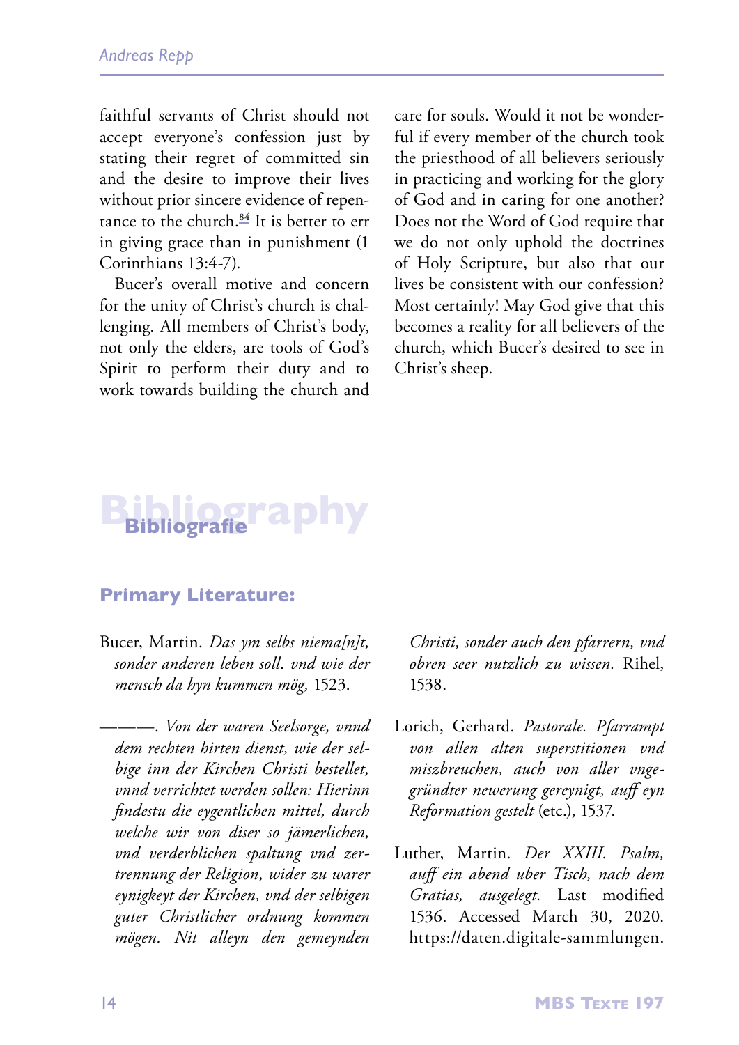faithful servants of Christ should not accept everyone's confession just by stating their regret of committed sin and the desire to improve their lives without prior sincere evidence of repentance to the church.[84] It is better to err in giving grace than in punishment (1 Corinthians 13:4-7).

Bucer's overall motive and concern for the unity of Christ's church is challenging. All members of Christ's body, not only the elders, are tools of God's Spirit to perform their duty and to work towards building the church and care for souls. Would it not be wonderful if every member of the church took the priesthood of all believers seriously in practicing and working for the glory of God and in caring for one another? Does not the Word of God require that we do not only uphold the doctrines of Holy Scripture, but also that our lives be consistent with our confession? Most certainly! May God give that this becomes a reality for all believers of the church, which Bucer's desired to see in Christ's sheep.

# Bibliography

## Bibliografie

### Primary Literature:

Bucer, Martin. *Das ym selbs niema[n]t, sonder anderen leben soll. vnd wie der mensch da hyn kummen mög,* 1523.

———. *Von der waren Seelsorge, vnnd dem rechten hirten dienst, wie der selbige inn der Kirchen Christi bestellet, vnnd verrichtet werden sollen: Hierinn findestu die eygentlichen mittel, durch welche wir von diser so jämerlichen, vnd verderblichen spaltung vnd zertrennung der Religion, wider zu warer eynigkeyt der Kirchen, vnd der selbigen guter Christlicher ordnung kommen mögen. Nit alleyn den gemeynden Christi, sonder auch den pfarrern, vnd obren seer nutzlich zu wissen.* Rihel, 1538.

Lorich, Gerhard. *Pastorale. Pfarrampt von allen alten superstitionen vnd miszbreuchen, auch von aller vngegründter newerung gereynigt, auff eyn Reformation gestelt* (etc.), 1537.

Luther, Martin. *Der XXIII. Psalm, auff ein abend uber Tisch, nach dem Gratias, ausgelegt.* Last modified 1536. Accessed March 30, 2020. https://daten.digitale-sammlungen.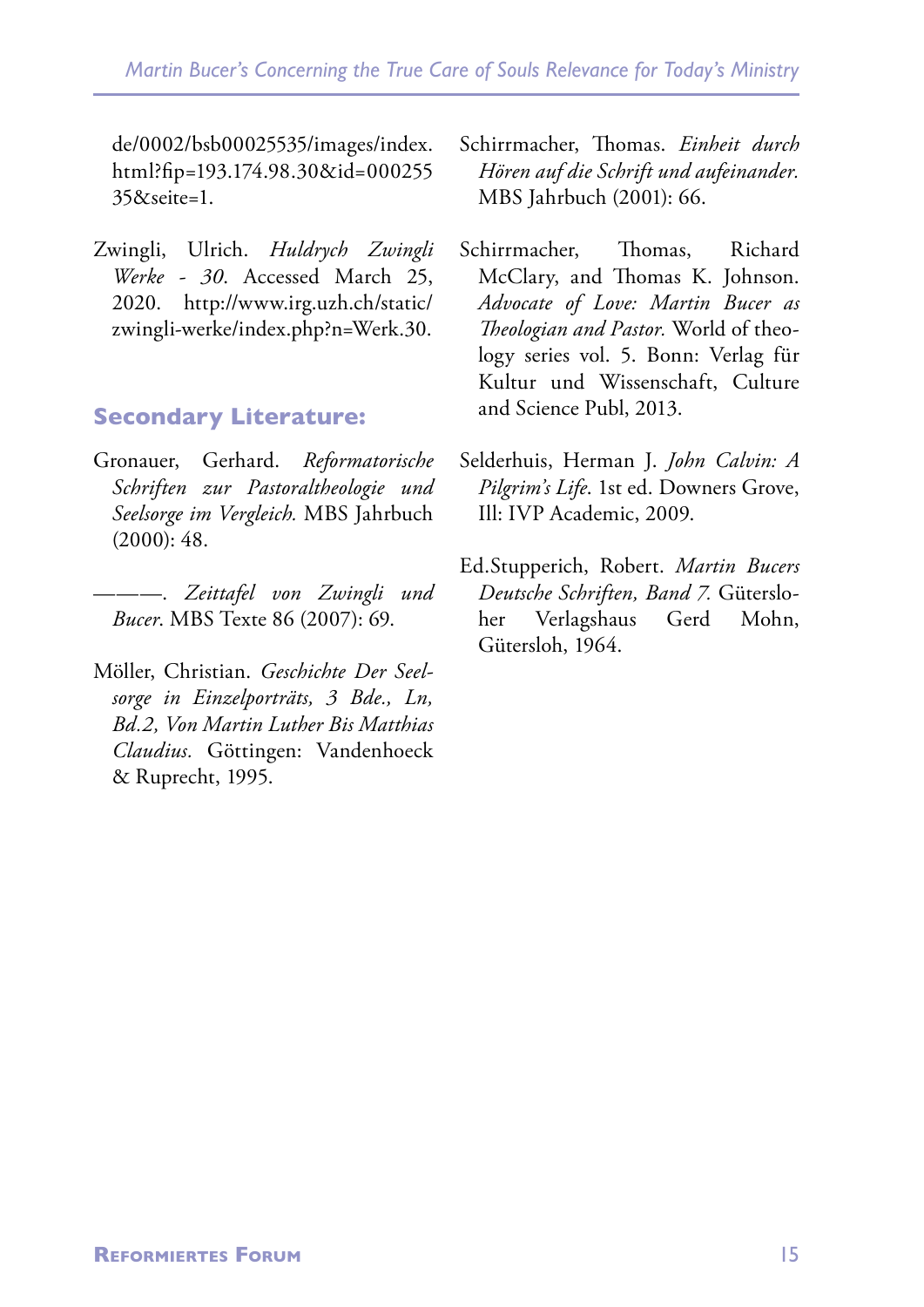de/0002/bsb00025535/images/index.html?fip=193.174.98.30&id=00025535&seite=1.

Zwingli, Ulrich. *Huldrych Zwingli Werke - 30*. Accessed March 25, 2020. http://www.irg.uzh.ch/static/zwingli-werke/index.php?n=Werk.30.

## Secondary Literature:

Gronauer, Gerhard. *Reformatorische Schriften zur Pastoraltheologie und Seelsorge im Vergleich.* MBS Jahrbuch (2000): 48.

———. *Zeittafel von Zwingli und Bucer*. MBS Texte 86 (2007): 69.

Möller, Christian. *Geschichte Der Seelsorge in Einzelporträts, 3 Bde., Ln, Bd.2, Von Martin Luther Bis Matthias Claudius.* Göttingen: Vandenhoeck & Ruprecht, 1995.

Schirrmacher, Thomas. *Einheit durch Hören auf die Schrift und aufeinander.* MBS Jahrbuch (2001): 66.

Schirrmacher, Thomas, Richard McClary, and Thomas K. Johnson. *Advocate of Love: Martin Bucer as Theologian and Pastor.* World of theology series vol. 5. Bonn: Verlag für Kultur und Wissenschaft, Culture and Science Publ, 2013.

Selderhuis, Herman J. *John Calvin: A Pilgrim's Life*. 1st ed. Downers Grove, Ill: IVP Academic, 2009.

Ed.Stupperich, Robert. *Martin Bucers Deutsche Schriften, Band 7.* Gütersloher Verlagshaus Gerd Mohn, Gütersloh, 1964.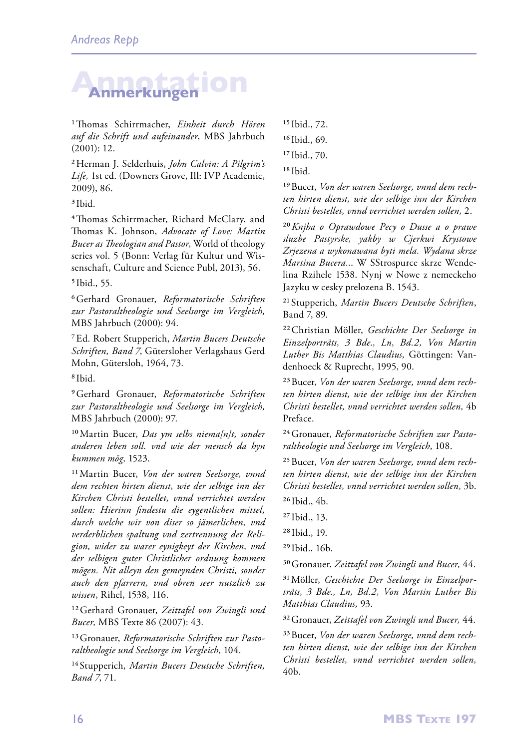## Annotation
## Anmerkungen

[1] Thomas Schirrmacher, *Einheit durch Hören auf die Schrift und aufeinander*, MBS Jahrbuch (2001): 12.

[2] Herman J. Selderhuis, *John Calvin: A Pilgrim's Life,* 1st ed. (Downers Grove, Ill: IVP Academic, 2009), 86.

[3] Ibid.

[4] Thomas Schirrmacher, Richard McClary, and Thomas K. Johnson, *Advocate of Love: Martin Bucer as Theologian and Pastor,* World of theology series vol. 5 (Bonn: Verlag für Kultur und Wissenschaft, Culture and Science Publ, 2013), 56.

[5] Ibid., 55.

[6] Gerhard Gronauer, *Reformatorische Schriften zur Pastoraltheologie und Seelsorge im Vergleich,* MBS Jahrbuch (2000): 94.

[7] Ed. Robert Stupperich, *Martin Bucers Deutsche Schriften, Band 7*, Gütersloher Verlagshaus Gerd Mohn, Gütersloh, 1964, 73.

[8] Ibid.

[9] Gerhard Gronauer, *Reformatorische Schriften zur Pastoraltheologie und Seelsorge im Vergleich,* MBS Jahrbuch (2000): 97.

[10] Martin Bucer, *Das ym selbs niema[n]t, sonder anderen leben soll. vnd wie der mensch da hyn kummen mög,* 1523.

[11] Martin Bucer, *Von der waren Seelsorge, vnnd dem rechten hirten dienst, wie der selbige inn der Kirchen Christi bestellet, vnnd verrichtet werden sollen: Hierinn findestu die eygentlichen mittel, durch welche wir von diser so jämerlichen, vnd verderblichen spaltung vnd zertrennung der Religion, wider zu warer eynigkeyt der Kirchen, vnd der selbigen guter Christlicher ordnung kommen mögen. Nit alleyn den gemeynden Christi, sonder auch den pfarrern, vnd obren seer nutzlich zu wissen*, Rihel, 1538, 116.

[12] Gerhard Gronauer, *Zeittafel von Zwingli und Bucer,* MBS Texte 86 (2007): 43.

[13] Gronauer, *Reformatorische Schriften zur Pastoraltheologie und Seelsorge im Vergleich*, 104.

[14] Stupperich, *Martin Bucers Deutsche Schriften, Band 7*, 71.

[15] Ibid., 72.

[16] Ibid., 69.

[17] Ibid., 70.

[18] Ibid.

[19] Bucer, *Von der waren Seelsorge, vnnd dem rechten hirten dienst, wie der selbige inn der Kirchen Christi bestellet, vnnd verrichtet werden sollen,* 2.

[20] *Knjha o Oprawdowe Pecy o Dusse a o prawe sluzbe Pastyrske, yakby w Cjerkwi Krystowe Zrjezena a wykonawana byti mela. Wydana skrze Martina Bucera...* W SStrospurce skrze Wendelina Rzihele 1538. Nynj w Nowe z nemeckeho Jazyku w cesky prelozena B. 1543.

[21] Stupperich, *Martin Bucers Deutsche Schriften*, Band 7, 89.

[22] Christian Möller, *Geschichte Der Seelsorge in Einzelporträts, 3 Bde., Ln, Bd.2, Von Martin Luther Bis Matthias Claudius,* Göttingen: Vandenhoeck & Ruprecht, 1995, 90.

[23] Bucer, *Von der waren Seelsorge, vnnd dem rechten hirten dienst, wie der selbige inn der Kirchen Christi bestellet, vnnd verrichtet werden sollen,* 4b Preface.

[24] Gronauer, *Reformatorische Schriften zur Pastoraltheologie und Seelsorge im Vergleich*, 108.

[25] Bucer, *Von der waren Seelsorge, vnnd dem rechten hirten dienst, wie der selbige inn der Kirchen Christi bestellet, vnnd verrichtet werden sollen,* 3b.

[26] Ibid., 4b.

[27] Ibid., 13.

[28] Ibid., 19.

[29] Ibid., 16b.

[30] Gronauer, *Zeittafel von Zwingli und Bucer,* 44.

[31] Möller, *Geschichte Der Seelsorge in Einzelporträts, 3 Bde., Ln, Bd.2, Von Martin Luther Bis Matthias Claudius,* 93.

[32] Gronauer, *Zeittafel von Zwingli und Bucer,* 44.

[33] Bucer, *Von der waren Seelsorge, vnnd dem rechten hirten dienst, wie der selbige inn der Kirchen Christi bestellet, vnnd verrichtet werden sollen,* 40b.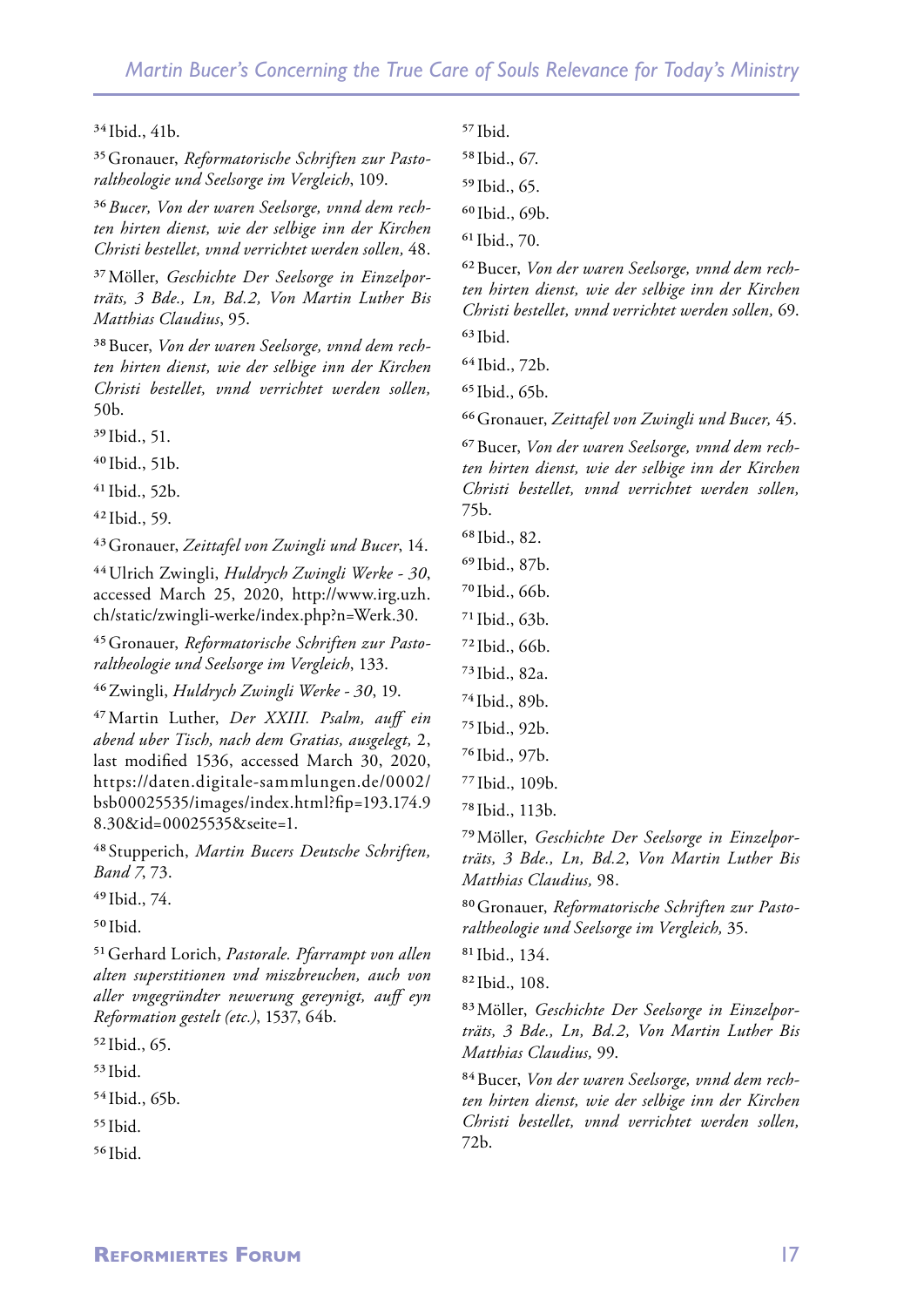[34] Ibid., 41b.

[35] Gronauer, *Reformatorische Schriften zur Pastoraltheologie und Seelsorge im Vergleich*, 109.

[36] *Bucer, Von der waren Seelsorge, vnnd dem rechten hirten dienst, wie der selbige inn der Kirchen Christi bestellet, vnnd verrichtet werden sollen,* 48.

[37] Möller, *Geschichte Der Seelsorge in Einzelporträts, 3 Bde., Ln, Bd.2, Von Martin Luther Bis Matthias Claudius*, 95.

[38] Bucer, *Von der waren Seelsorge, vnnd dem rechten hirten dienst, wie der selbige inn der Kirchen Christi bestellet, vnnd verrichtet werden sollen,* 50b.

[39] Ibid., 51.

[40] Ibid., 51b.

[41] Ibid., 52b.

[42] Ibid., 59.

[43] Gronauer, *Zeittafel von Zwingli und Bucer*, 14.

[44] Ulrich Zwingli, *Huldrych Zwingli Werke - 30*, accessed March 25, 2020, http://www.irg.uzh.ch/static/zwingli-werke/index.php?n=Werk.30.

[45] Gronauer, *Reformatorische Schriften zur Pastoraltheologie und Seelsorge im Vergleich*, 133.

[46] Zwingli, *Huldrych Zwingli Werke - 30*, 19.

[47] Martin Luther, *Der XXIII. Psalm, auff ein abend uber Tisch, nach dem Gratias, ausgelegt,* 2, last modified 1536, accessed March 30, 2020, https://daten.digitale-sammlungen.de/0002/bsb00025535/images/index.html?fip=193.174.98.30&id=00025535&seite=1.

[48] Stupperich, *Martin Bucers Deutsche Schriften, Band 7*, 73.

[49] Ibid., 74.

[50] Ibid.

[51] Gerhard Lorich, *Pastorale. Pfarrampt von allen alten superstitionen vnd miszbreuchen, auch von aller vngegründter newerung gereynigt, auff eyn Reformation gestelt (etc.)*, 1537, 64b.

[52] Ibid., 65.

[53] Ibid.

[54] Ibid., 65b.

[55] Ibid.

[56] Ibid.

[57] Ibid.

[58] Ibid., 67.

[59] Ibid., 65.

[60] Ibid., 69b.

[61] Ibid., 70.

[62] Bucer, *Von der waren Seelsorge, vnnd dem rechten hirten dienst, wie der selbige inn der Kirchen Christi bestellet, vnnd verrichtet werden sollen,* 69.

[63] Ibid.

[64] Ibid., 72b.

[65] Ibid., 65b.

[66] Gronauer, *Zeittafel von Zwingli und Bucer,* 45.

[67] Bucer, *Von der waren Seelsorge, vnnd dem rechten hirten dienst, wie der selbige inn der Kirchen Christi bestellet, vnnd verrichtet werden sollen,* 75b.

[68] Ibid., 82.

[69] Ibid., 87b.

[70] Ibid., 66b.

[71] Ibid., 63b.

[72] Ibid., 66b.

[73] Ibid., 82a.

[74] Ibid., 89b.

[75] Ibid., 92b.

[76] Ibid., 97b.

[77] Ibid., 109b.

[78] Ibid., 113b.

[79] Möller, *Geschichte Der Seelsorge in Einzelporträts, 3 Bde., Ln, Bd.2, Von Martin Luther Bis Matthias Claudius,* 98.

[80] Gronauer, *Reformatorische Schriften zur Pastoraltheologie und Seelsorge im Vergleich,* 35.

[81] Ibid., 134.

[82] Ibid., 108.

[83] Möller, *Geschichte Der Seelsorge in Einzelporträts, 3 Bde., Ln, Bd.2, Von Martin Luther Bis Matthias Claudius,* 99.

[84] Bucer, *Von der waren Seelsorge, vnnd dem rechten hirten dienst, wie der selbige inn der Kirchen Christi bestellet, vnnd verrichtet werden sollen,* 72b.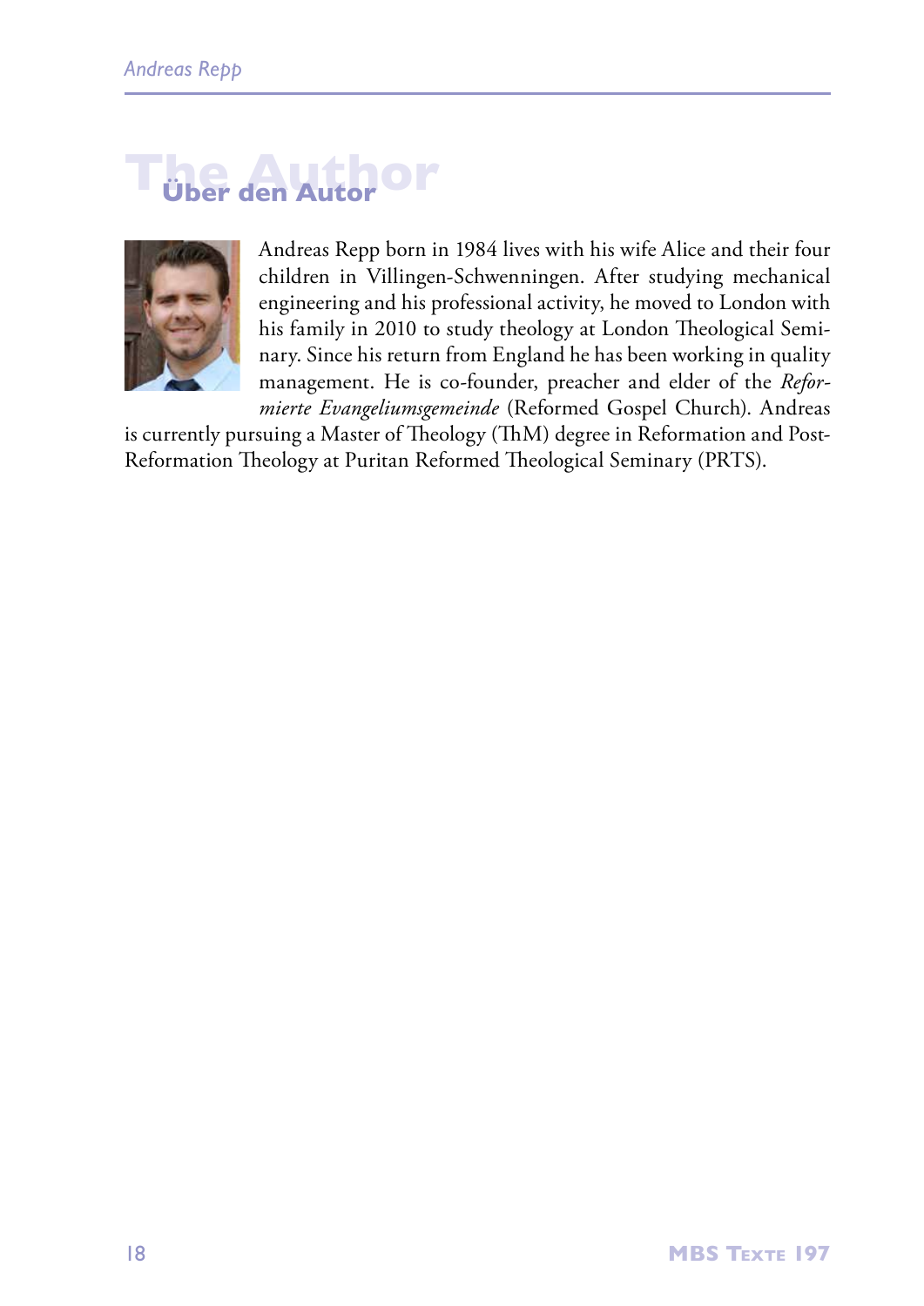# The Author

## Über den Autor

Andreas Repp born in 1984 lives with his wife Alice and their four children in Villingen-Schwenningen. After studying mechanical engineering and his professional activity, he moved to London with his family in 2010 to study theology at London Theological Seminary. Since his return from England he has been working in quality management. He is co-founder, preacher and elder of the *Reformierte Evangeliumsgemeinde* (Reformed Gospel Church). Andreas is currently pursuing a Master of Theology (ThM) degree in Reformation and Post-Reformation Theology at Puritan Reformed Theological Seminary (PRTS).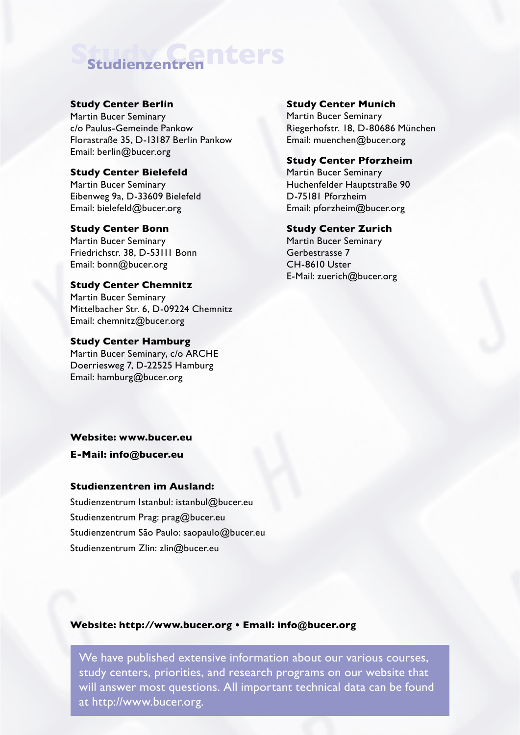# Study Centers

## Studienzentren

**Study Center Berlin**
Martin Bucer Seminary
c/o Paulus-Gemeinde Pankow
Florastraße 35, D-13187 Berlin Pankow
Email: berlin@bucer.org

**Study Center Bielefeld**
Martin Bucer Seminary
Eibenweg 9a, D-33609 Bielefeld
Email: bielefeld@bucer.org

**Study Center Bonn**
Martin Bucer Seminary
Friedrichstr. 38, D-53111 Bonn
Email: bonn@bucer.org

**Study Center Chemnitz**
Martin Bucer Seminary
Mittelbacher Str. 6, D-09224 Chemnitz
Email: chemnitz@bucer.org

**Study Center Hamburg**
Martin Bucer Seminary, c/o ARCHE
Doerriesweg 7, D-22525 Hamburg
Email: hamburg@bucer.org

**Study Center Munich**
Martin Bucer Seminary
Riegerhofstr. 18, D-80686 München
Email: muenchen@bucer.org

**Study Center Pforzheim**
Martin Bucer Seminary
Huchenfelder Hauptstraße 90
D-75181 Pforzheim
Email: pforzheim@bucer.org

**Study Center Zurich**
Martin Bucer Seminary
Gerbestrasse 7
CH-8610 Uster
E-Mail: zuerich@bucer.org

**Website: www.bucer.eu**

**E-Mail: info@bucer.eu**

**Studienzentren im Ausland:**

Studienzentrum Istanbul: istanbul@bucer.eu
Studienzentrum Prag: prag@bucer.eu
Studienzentrum São Paulo: saopaulo@bucer.eu
Studienzentrum Zlin: zlin@bucer.eu

**Website: http://www.bucer.org • Email: info@bucer.org**

We have published extensive information about our various courses, study centers, priorities, and research programs on our website that will answer most questions. All important technical data can be found at http://www.bucer.org.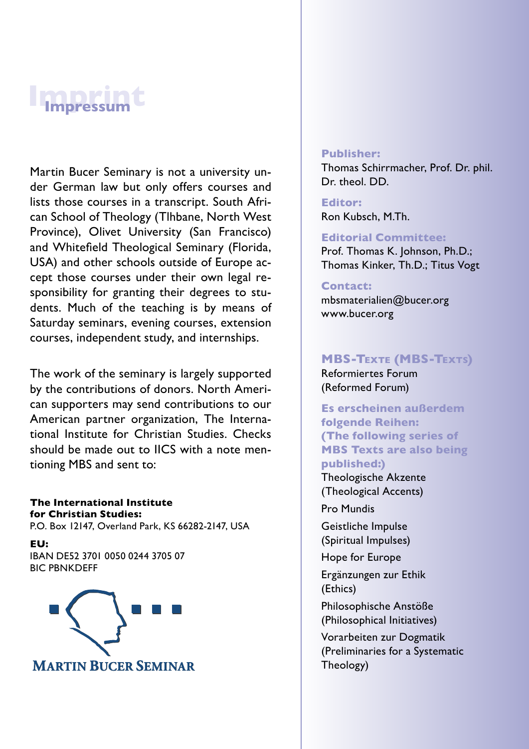# Imprint

## Impressum

Martin Bucer Seminary is not a university under German law but only offers courses and lists those courses in a transcript. South African School of Theology (Tlhbane, North West Province), Olivet University (San Francisco) and Whitefield Theological Seminary (Florida, USA) and other schools outside of Europe accept those courses under their own legal responsibility for granting their degrees to students. Much of the teaching is by means of Saturday seminars, evening courses, extension courses, independent study, and internships.

The work of the seminary is largely supported by the contributions of donors. North American supporters may send contributions to our American partner organization, The International Institute for Christian Studies. Checks should be made out to IICS with a note mentioning MBS and sent to:

**The International Institute for Christian Studies:**
P.O. Box 12147, Overland Park, KS 66282-2147, USA

**EU:**
IBAN DE52 3701 0050 0244 3705 07
BIC PBNKDEFF

MARTIN BUCER SEMINAR

**Publisher:**
Thomas Schirrmacher, Prof. Dr. phil. Dr. theol. DD.

**Editor:**
Ron Kubsch, M.Th.

**Editorial Committee:**
Prof. Thomas K. Johnson, Ph.D.; Thomas Kinker, Th.D.; Titus Vogt

**Contact:**
mbsmaterialien@bucer.org
www.bucer.org

**MBS-Texte (MBS-Texts)**
Reformiertes Forum
(Reformed Forum)

**Es erscheinen außerdem folgende Reihen: (The following series of MBS Texts are also being published:)**

Theologische Akzente
(Theological Accents)

Pro Mundis

Geistliche Impulse
(Spiritual Impulses)

Hope for Europe

Ergänzungen zur Ethik
(Ethics)

Philosophische Anstöße
(Philosophical Initiatives)

Vorarbeiten zur Dogmatik
(Preliminaries for a Systematic Theology)